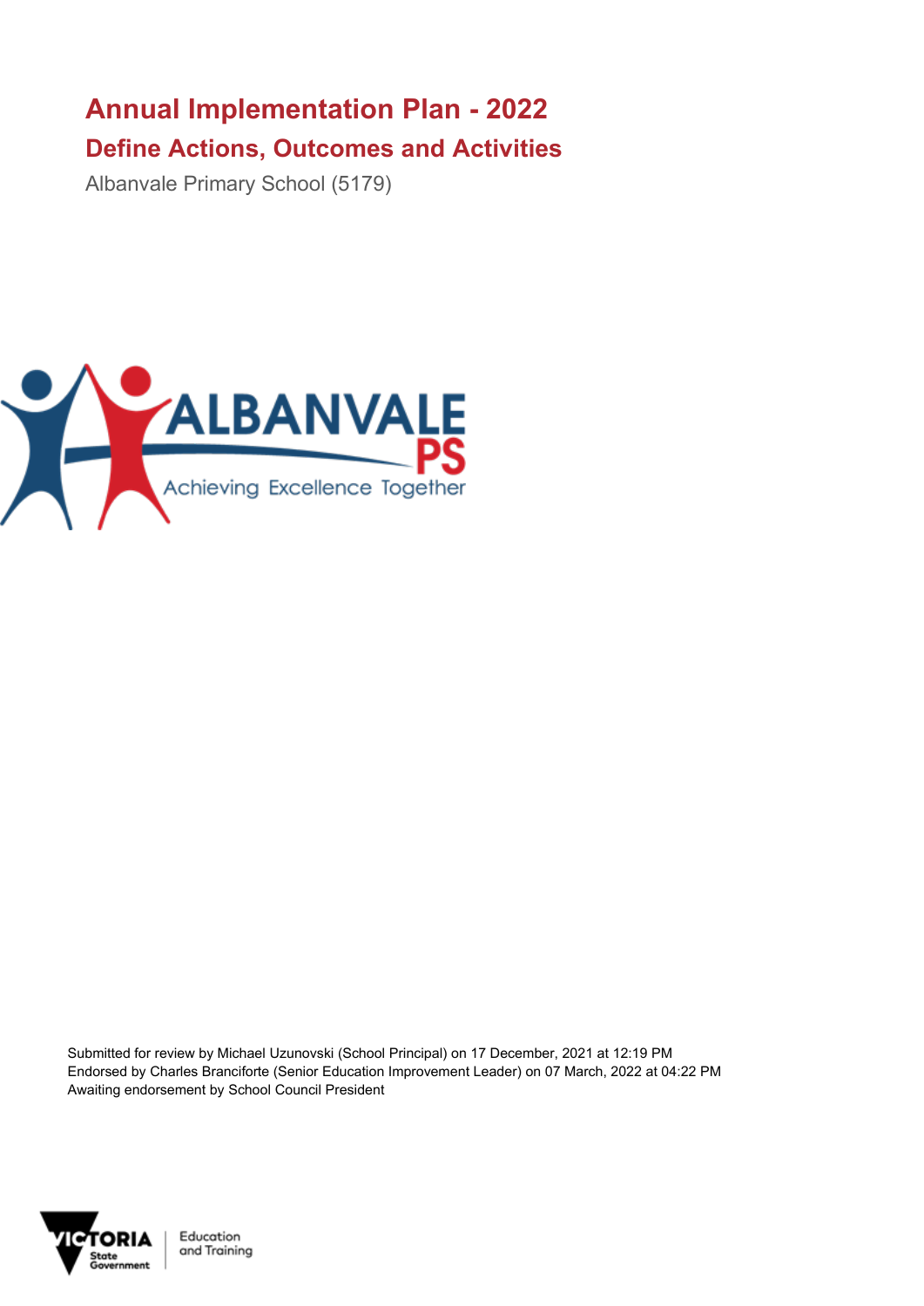# Annual Implementation Plan - 2022

## Define Actions, Outcomes and Activities

Albanvale Primary School (5179)

Submitted for review by Michael Uzunovski (School Principal) on 17 December, 2021 at 12:19 PM
Endorsed by Charles Branciforte (Senior Education Improvement Leader) on 07 March, 2022 at 04:22 PM
Awaiting endorsement by School Council President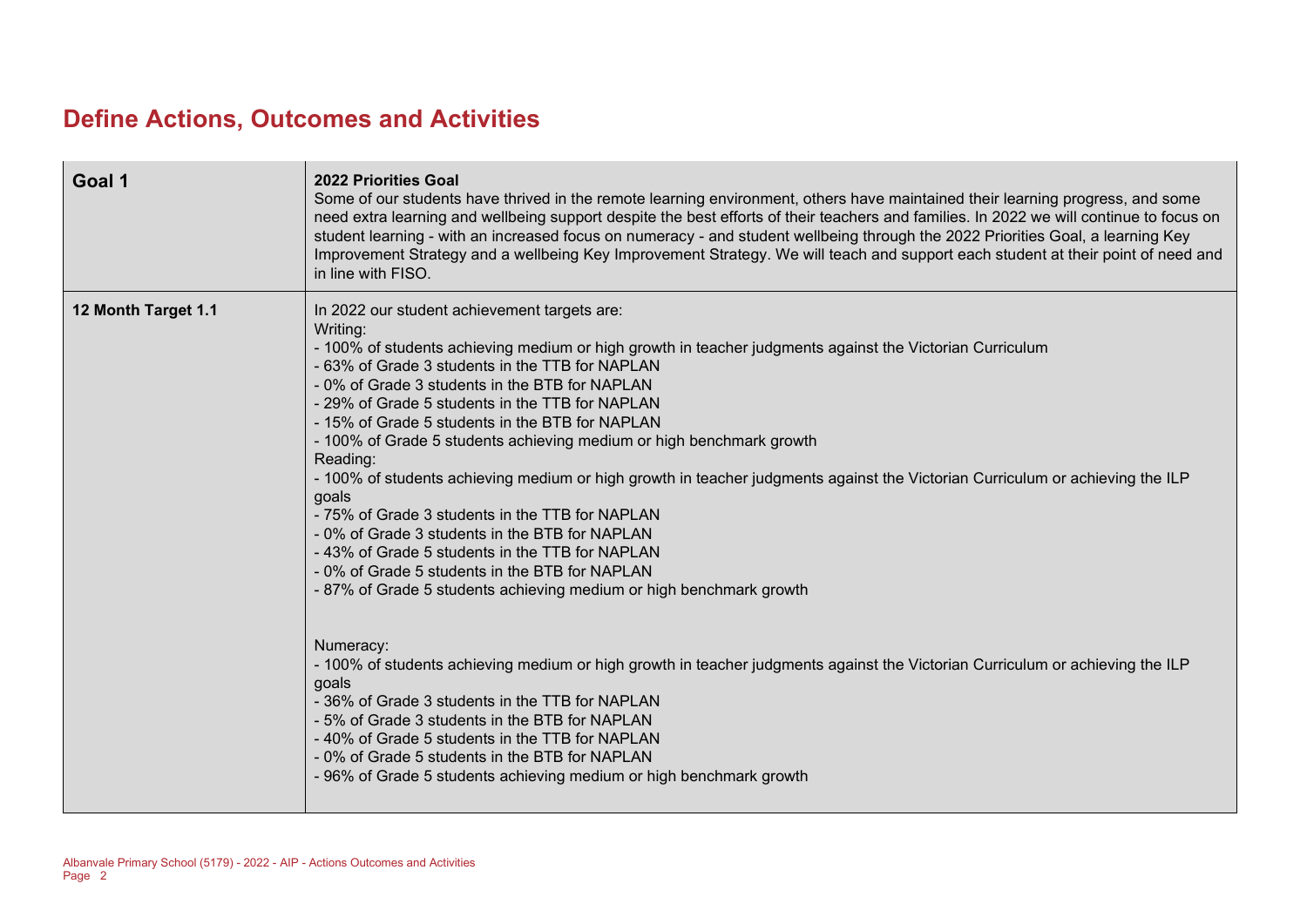# Define Actions, Outcomes and Activities

| **Goal 1** | **2022 Priorities Goal**<br>Some of our students have thrived in the remote learning environment, others have maintained their learning progress, and some need extra learning and wellbeing support despite the best efforts of their teachers and families. In 2022 we will continue to focus on student learning - with an increased focus on numeracy - and student wellbeing through the 2022 Priorities Goal, a learning Key Improvement Strategy and a wellbeing Key Improvement Strategy. We will teach and support each student at their point of need and in line with FISO. |
|---|---|
| **12 Month Target 1.1** | In 2022 our student achievement targets are:<br>Writing:<br>- 100% of students achieving medium or high growth in teacher judgments against the Victorian Curriculum<br>- 63% of Grade 3 students in the TTB for NAPLAN<br>- 0% of Grade 3 students in the BTB for NAPLAN<br>- 29% of Grade 5 students in the TTB for NAPLAN<br>- 15% of Grade 5 students in the BTB for NAPLAN<br>- 100% of Grade 5 students achieving medium or high benchmark growth<br>Reading:<br>- 100% of students achieving medium or high growth in teacher judgments against the Victorian Curriculum or achieving the ILP goals<br>- 75% of Grade 3 students in the TTB for NAPLAN<br>- 0% of Grade 3 students in the BTB for NAPLAN<br>- 43% of Grade 5 students in the TTB for NAPLAN<br>- 0% of Grade 5 students in the BTB for NAPLAN<br>- 87% of Grade 5 students achieving medium or high benchmark growth<br><br>Numeracy:<br>- 100% of students achieving medium or high growth in teacher judgments against the Victorian Curriculum or achieving the ILP goals<br>- 36% of Grade 3 students in the TTB for NAPLAN<br>- 5% of Grade 3 students in the BTB for NAPLAN<br>- 40% of Grade 5 students in the TTB for NAPLAN<br>- 0% of Grade 5 students in the BTB for NAPLAN<br>- 96% of Grade 5 students achieving medium or high benchmark growth |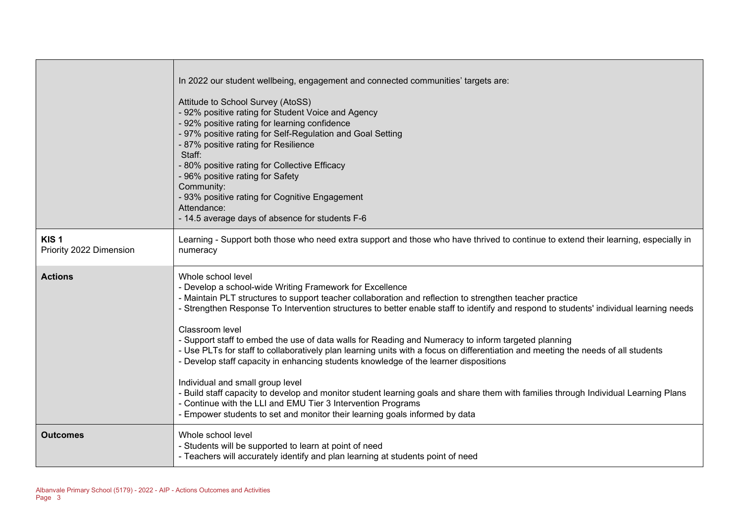| | |
|---|---|
| | In 2022 our student wellbeing, engagement and connected communities' targets are:<br><br>Attitude to School Survey (AtoSS)<br>- 92% positive rating for Student Voice and Agency<br>- 92% positive rating for learning confidence<br>- 97% positive rating for Self-Regulation and Goal Setting<br>- 87% positive rating for Resilience<br>Staff:<br>- 80% positive rating for Collective Efficacy<br>- 96% positive rating for Safety<br>Community:<br>- 93% positive rating for Cognitive Engagement<br>Attendance:<br>- 14.5 average days of absence for students F-6 |
| **KIS 1**<br>Priority 2022 Dimension | Learning - Support both those who need extra support and those who have thrived to continue to extend their learning, especially in numeracy |
| **Actions** | Whole school level<br>- Develop a school-wide Writing Framework for Excellence<br>- Maintain PLT structures to support teacher collaboration and reflection to strengthen teacher practice<br>- Strengthen Response To Intervention structures to better enable staff to identify and respond to students' individual learning needs<br><br>Classroom level<br>- Support staff to embed the use of data walls for Reading and Numeracy to inform targeted planning<br>- Use PLTs for staff to collaboratively plan learning units with a focus on differentiation and meeting the needs of all students<br>- Develop staff capacity in enhancing students knowledge of the learner dispositions<br><br>Individual and small group level<br>- Build staff capacity to develop and monitor student learning goals and share them with families through Individual Learning Plans<br>- Continue with the LLI and EMU Tier 3 Intervention Programs<br>- Empower students to set and monitor their learning goals informed by data |
| **Outcomes** | Whole school level<br>- Students will be supported to learn at point of need<br>- Teachers will accurately identify and plan learning at students point of need |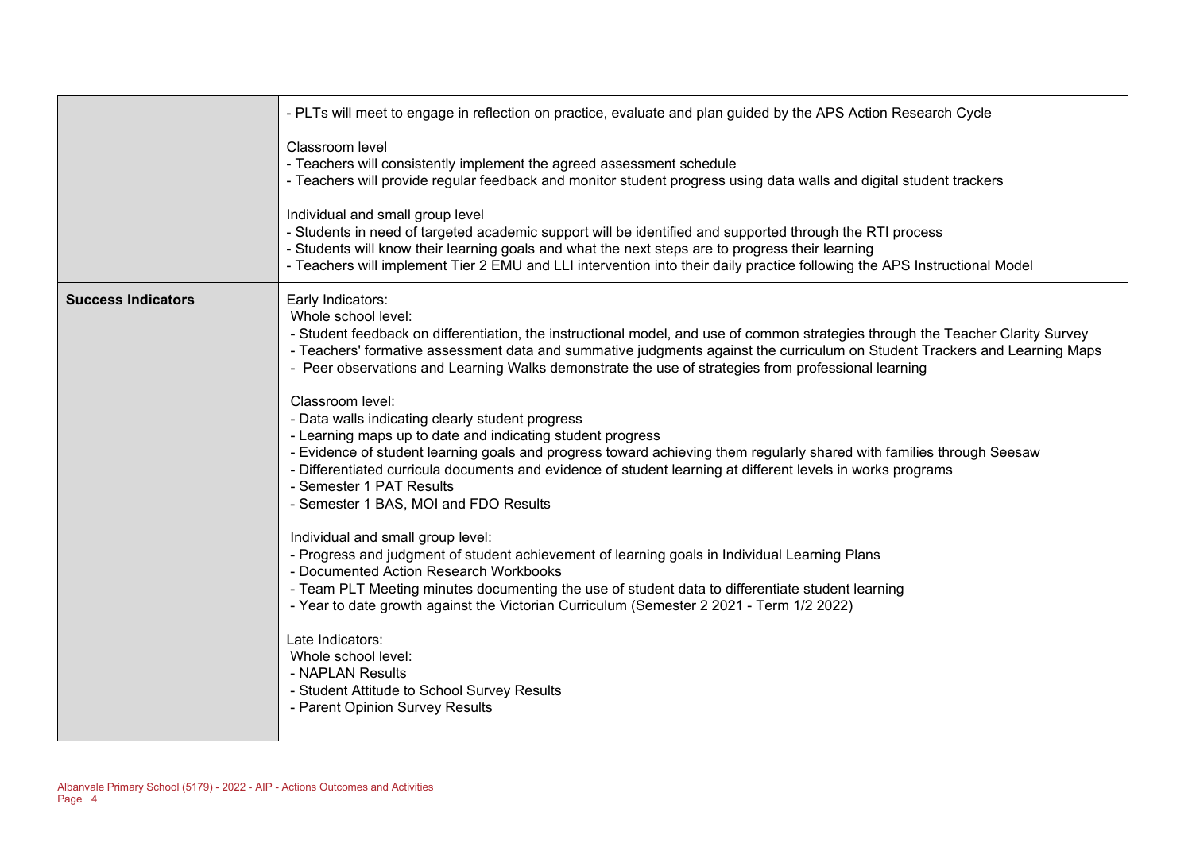| | |
|---|---|
| | - PLTs will meet to engage in reflection on practice, evaluate and plan guided by the APS Action Research Cycle<br><br>Classroom level<br>- Teachers will consistently implement the agreed assessment schedule<br>- Teachers will provide regular feedback and monitor student progress using data walls and digital student trackers<br><br>Individual and small group level<br>- Students in need of targeted academic support will be identified and supported through the RTI process<br>- Students will know their learning goals and what the next steps are to progress their learning<br>- Teachers will implement Tier 2 EMU and LLI intervention into their daily practice following the APS Instructional Model |
| **Success Indicators** | Early Indicators:<br>Whole school level:<br>- Student feedback on differentiation, the instructional model, and use of common strategies through the Teacher Clarity Survey<br>- Teachers' formative assessment data and summative judgments against the curriculum on Student Trackers and Learning Maps<br>- Peer observations and Learning Walks demonstrate the use of strategies from professional learning<br><br>Classroom level:<br>- Data walls indicating clearly student progress<br>- Learning maps up to date and indicating student progress<br>- Evidence of student learning goals and progress toward achieving them regularly shared with families through Seesaw<br>- Differentiated curricula documents and evidence of student learning at different levels in works programs<br>- Semester 1 PAT Results<br>- Semester 1 BAS, MOI and FDO Results<br><br>Individual and small group level:<br>- Progress and judgment of student achievement of learning goals in Individual Learning Plans<br>- Documented Action Research Workbooks<br>- Team PLT Meeting minutes documenting the use of student data to differentiate student learning<br>- Year to date growth against the Victorian Curriculum (Semester 2 2021 - Term 1/2 2022)<br><br>Late Indicators:<br>Whole school level:<br>- NAPLAN Results<br>- Student Attitude to School Survey Results<br>- Parent Opinion Survey Results |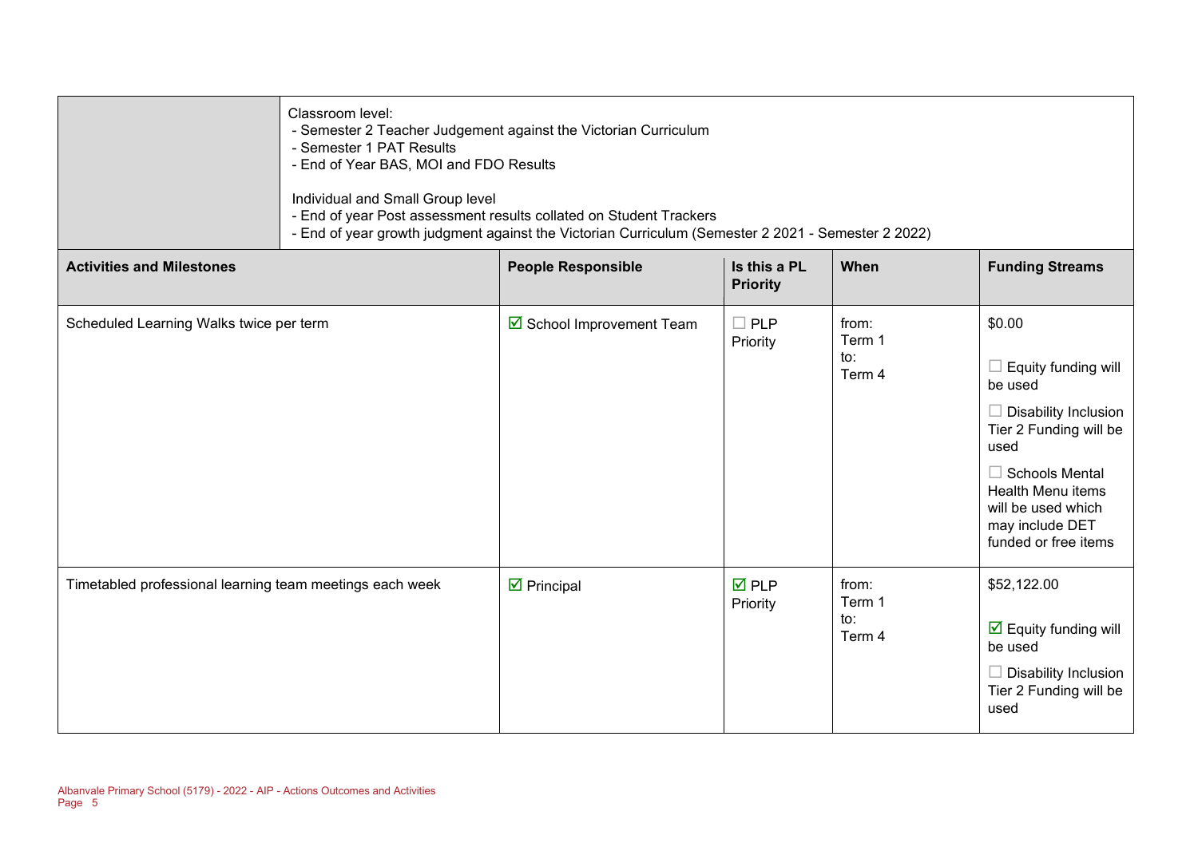| | Classroom level:<br>- Semester 2 Teacher Judgement against the Victorian Curriculum<br>- Semester 1 PAT Results<br>- End of Year BAS, MOI and FDO Results<br><br>Individual and Small Group level<br>- End of year Post assessment results collated on Student Trackers<br>- End of year growth judgment against the Victorian Curriculum (Semester 2 2021 - Semester 2 2022) |
|---|---|

| Activities and Milestones | People Responsible | Is this a PL Priority | When | Funding Streams |
|---|---|---|---|---|
| Scheduled Learning Walks twice per term | ☑ School Improvement Team | ☐ PLP Priority | from: Term 1<br>to: Term 4 | $0.00<br><br>☐ Equity funding will be used<br><br>☐ Disability Inclusion Tier 2 Funding will be used<br><br>☐ Schools Mental Health Menu items will be used which may include DET funded or free items |
| Timetabled professional learning team meetings each week | ☑ Principal | ☑ PLP Priority | from: Term 1<br>to: Term 4 | $52,122.00<br><br>☑ Equity funding will be used<br><br>☐ Disability Inclusion Tier 2 Funding will be used |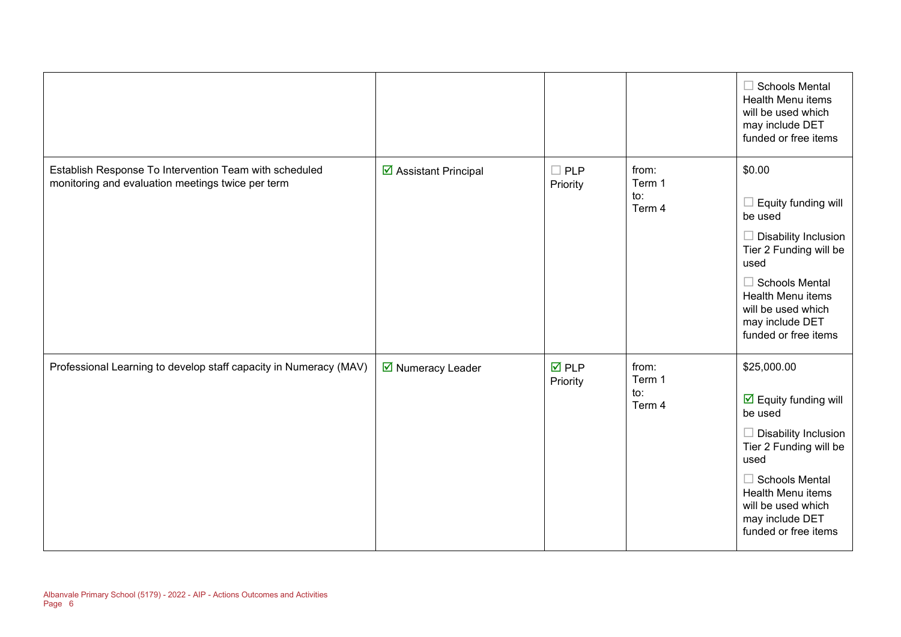| | | | | |
|---|---|---|---|---|
| | | | | ☐ Schools Mental Health Menu items will be used which may include DET funded or free items |
| Establish Response To Intervention Team with scheduled monitoring and evaluation meetings twice per term | ☑ Assistant Principal | ☐ PLP Priority | from: Term 1 to: Term 4 | $0.00<br><br>☐ Equity funding will be used<br><br>☐ Disability Inclusion Tier 2 Funding will be used<br><br>☐ Schools Mental Health Menu items will be used which may include DET funded or free items |
| Professional Learning to develop staff capacity in Numeracy (MAV) | ☑ Numeracy Leader | ☑ PLP Priority | from: Term 1 to: Term 4 | $25,000.00<br><br>☑ Equity funding will be used<br><br>☐ Disability Inclusion Tier 2 Funding will be used<br><br>☐ Schools Mental Health Menu items will be used which may include DET funded or free items |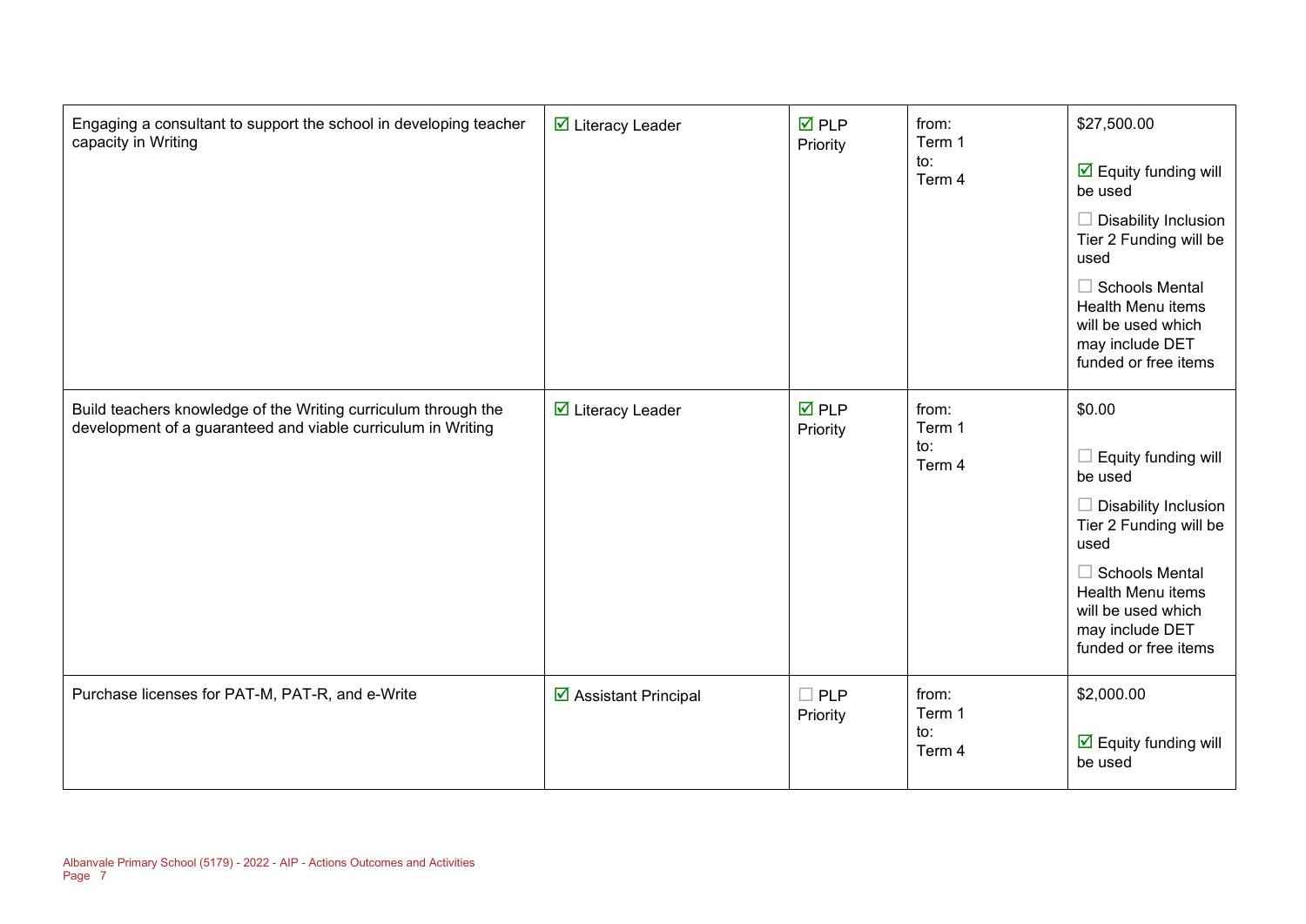| | | | | |
|---|---|---|---|---|
| Engaging a consultant to support the school in developing teacher capacity in Writing | ☑ Literacy Leader | ☑ PLP Priority | from: Term 1 to: Term 4 | $27,500.00<br><br>☑ Equity funding will be used<br><br>☐ Disability Inclusion Tier 2 Funding will be used<br><br>☐ Schools Mental Health Menu items will be used which may include DET funded or free items |
| Build teachers knowledge of the Writing curriculum through the development of a guaranteed and viable curriculum in Writing | ☑ Literacy Leader | ☑ PLP Priority | from: Term 1 to: Term 4 | $0.00<br><br>☐ Equity funding will be used<br><br>☐ Disability Inclusion Tier 2 Funding will be used<br><br>☐ Schools Mental Health Menu items will be used which may include DET funded or free items |
| Purchase licenses for PAT-M, PAT-R, and e-Write | ☑ Assistant Principal | ☐ PLP Priority | from: Term 1 to: Term 4 | $2,000.00<br><br>☑ Equity funding will be used |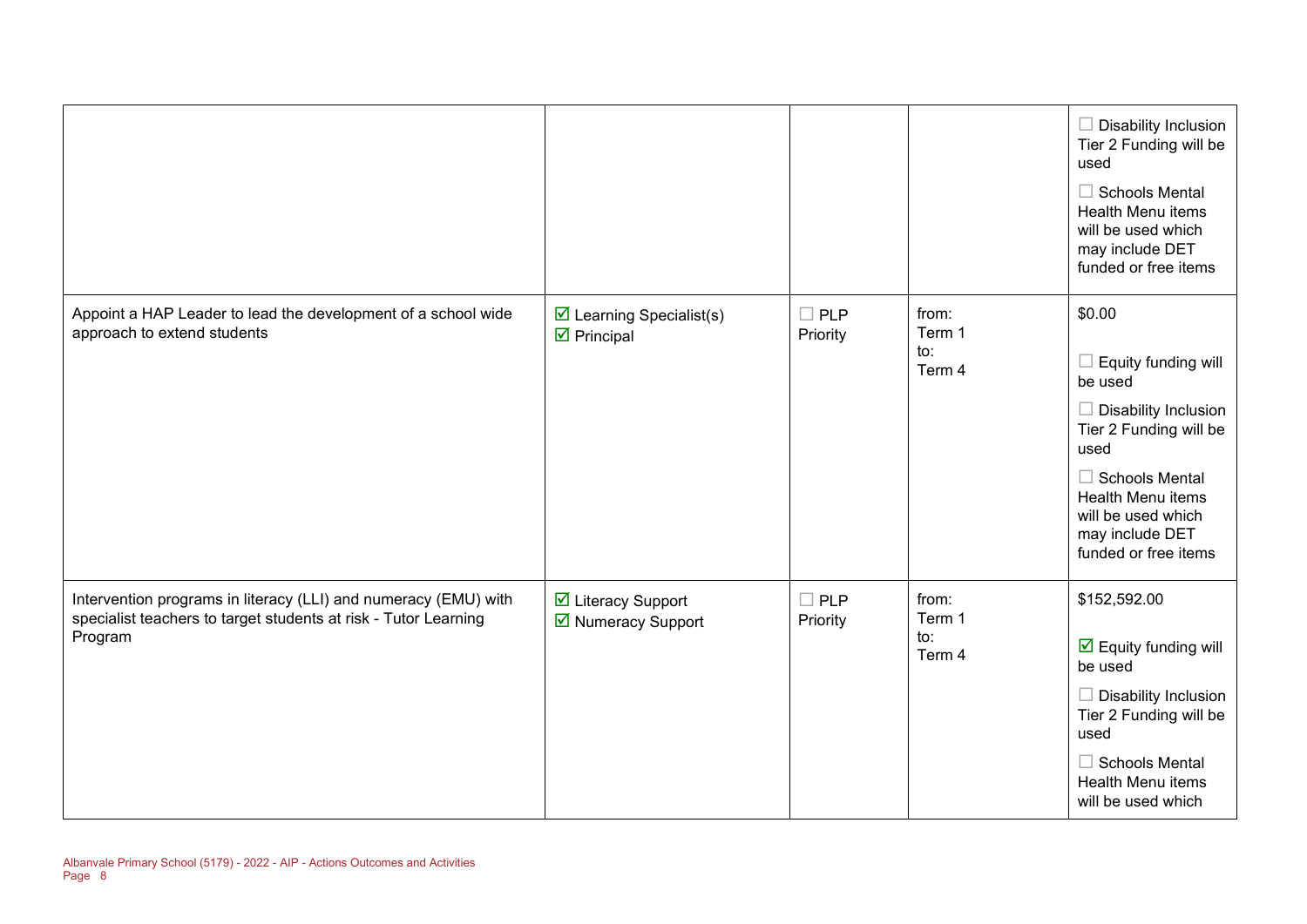| | | | | |
|---|---|---|---|---|
| | | | | ☐ Disability Inclusion Tier 2 Funding will be used<br><br>☐ Schools Mental Health Menu items will be used which may include DET funded or free items |
| Appoint a HAP Leader to lead the development of a school wide approach to extend students | ☑ Learning Specialist(s)<br>☑ Principal | ☐ PLP Priority | from:<br>Term 1<br>to:<br>Term 4 | $0.00<br><br>☐ Equity funding will be used<br><br>☐ Disability Inclusion Tier 2 Funding will be used<br><br>☐ Schools Mental Health Menu items will be used which may include DET funded or free items |
| Intervention programs in literacy (LLI) and numeracy (EMU) with specialist teachers to target students at risk - Tutor Learning Program | ☑ Literacy Support<br>☑ Numeracy Support | ☐ PLP Priority | from:<br>Term 1<br>to:<br>Term 4 | $152,592.00<br><br>☑ Equity funding will be used<br><br>☐ Disability Inclusion Tier 2 Funding will be used<br><br>☐ Schools Mental Health Menu items will be used which |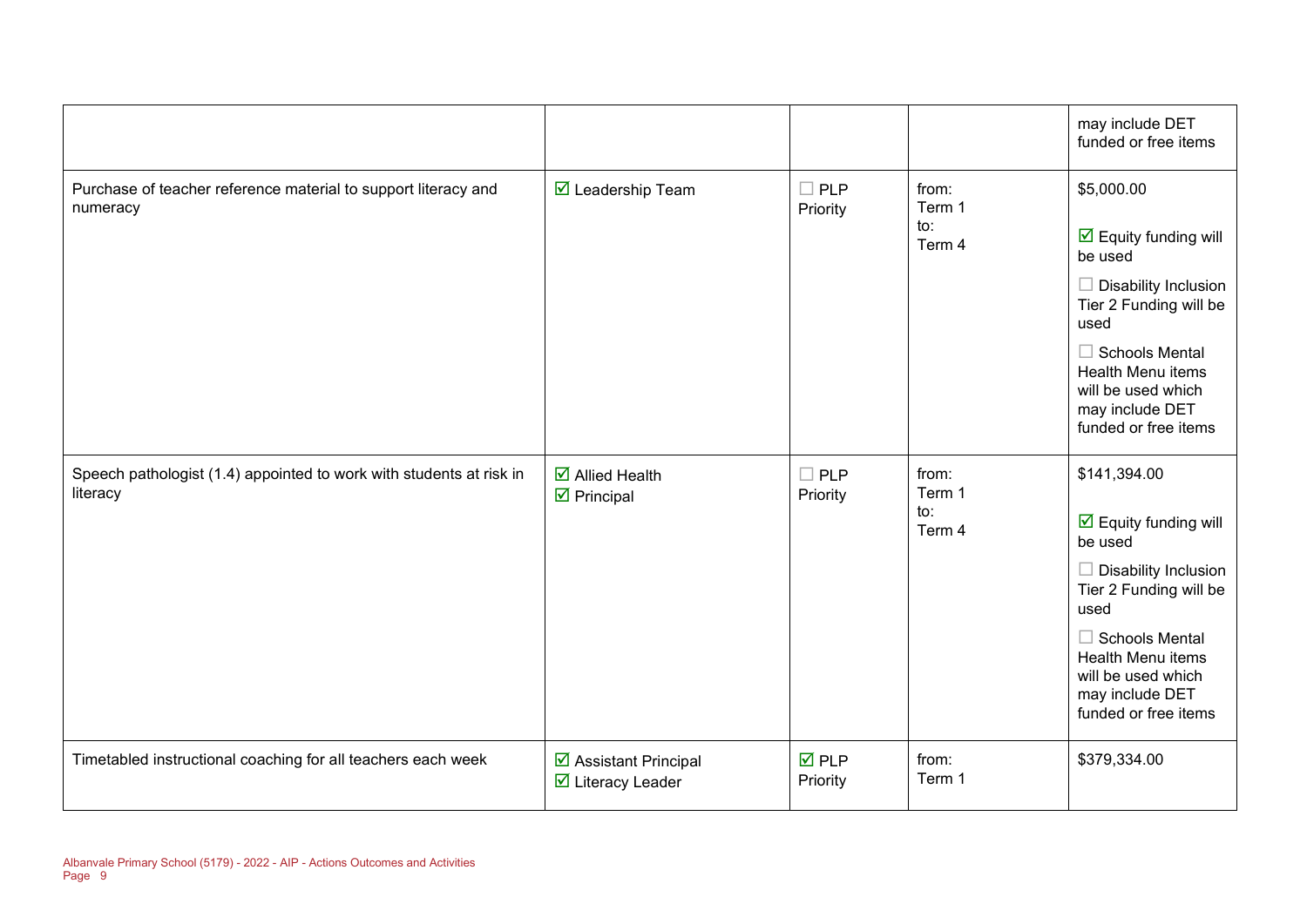| | | | | |
|---|---|---|---|---|
| | | | | may include DET funded or free items |
| Purchase of teacher reference material to support literacy and numeracy | ☑ Leadership Team | ☐ PLP Priority | from: Term 1 to: Term 4 | $5,000.00 ☑ Equity funding will be used ☐ Disability Inclusion Tier 2 Funding will be used ☐ Schools Mental Health Menu items will be used which may include DET funded or free items |
| Speech pathologist (1.4) appointed to work with students at risk in literacy | ☑ Allied Health ☑ Principal | ☐ PLP Priority | from: Term 1 to: Term 4 | $141,394.00 ☑ Equity funding will be used ☐ Disability Inclusion Tier 2 Funding will be used ☐ Schools Mental Health Menu items will be used which may include DET funded or free items |
| Timetabled instructional coaching for all teachers each week | ☑ Assistant Principal ☑ Literacy Leader | ☑ PLP Priority | from: Term 1 | $379,334.00 |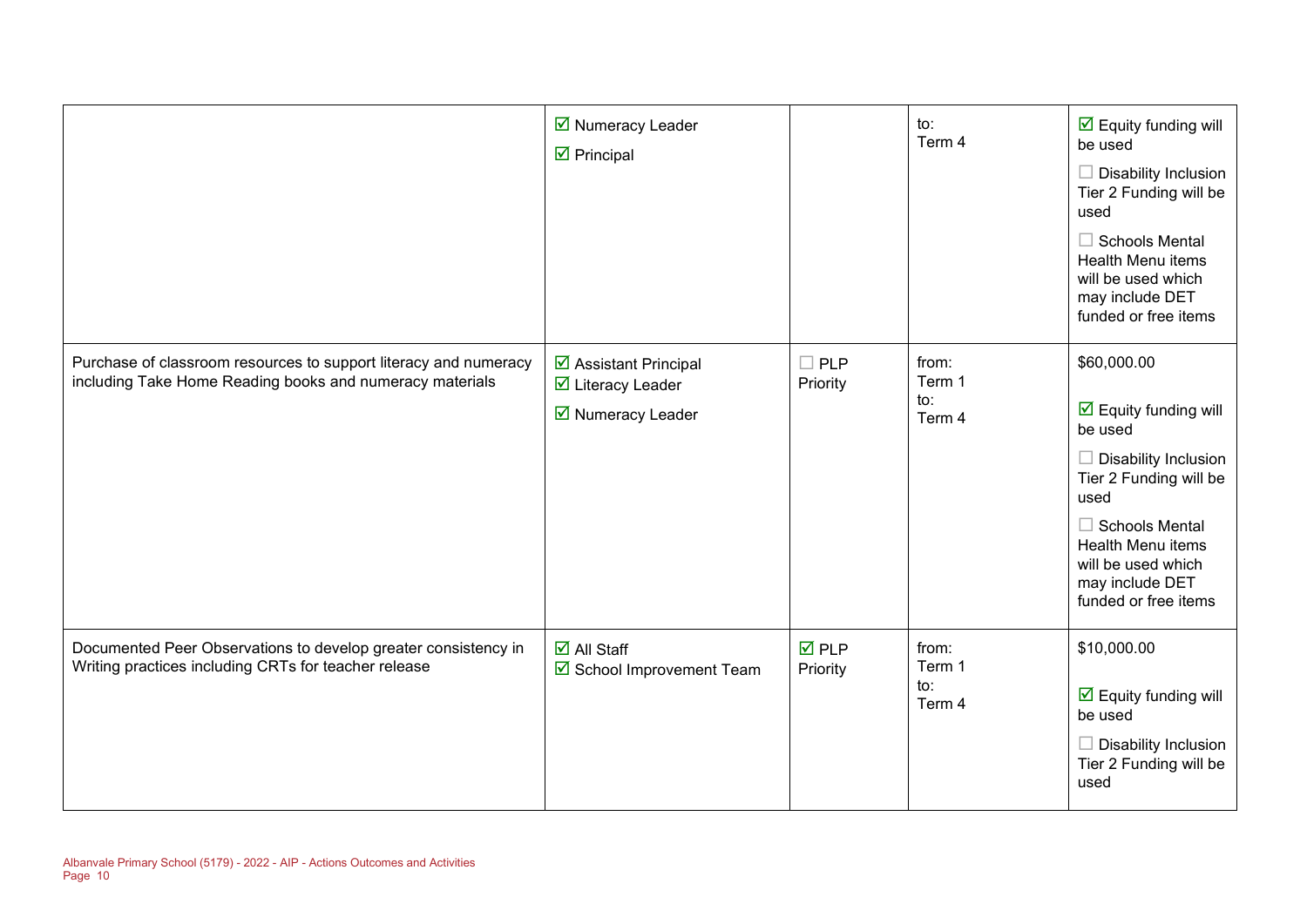| | | | | |
|---|---|---|---|---|
| | ☑ Numeracy Leader<br>☑ Principal | | to:<br>Term 4 | ☑ Equity funding will be used<br>☐ Disability Inclusion Tier 2 Funding will be used<br>☐ Schools Mental Health Menu items will be used which may include DET funded or free items |
| Purchase of classroom resources to support literacy and numeracy including Take Home Reading books and numeracy materials | ☑ Assistant Principal<br>☑ Literacy Leader<br>☑ Numeracy Leader | ☐ PLP Priority | from:<br>Term 1<br>to:<br>Term 4 | $60,000.00<br>☑ Equity funding will be used<br>☐ Disability Inclusion Tier 2 Funding will be used<br>☐ Schools Mental Health Menu items will be used which may include DET funded or free items |
| Documented Peer Observations to develop greater consistency in Writing practices including CRTs for teacher release | ☑ All Staff<br>☑ School Improvement Team | ☑ PLP Priority | from:<br>Term 1<br>to:<br>Term 4 | $10,000.00<br>☑ Equity funding will be used<br>☐ Disability Inclusion Tier 2 Funding will be used |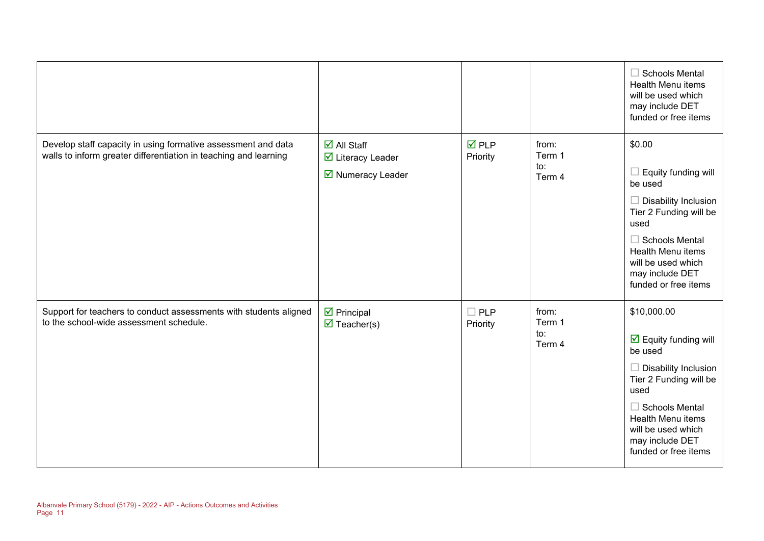| | | | | |
|---|---|---|---|---|
| | | | | ☐ Schools Mental Health Menu items will be used which may include DET funded or free items |
| Develop staff capacity in using formative assessment and data walls to inform greater differentiation in teaching and learning | ☑ All Staff<br>☑ Literacy Leader<br>☑ Numeracy Leader | ☑ PLP Priority | from: Term 1<br>to: Term 4 | $0.00<br><br>☐ Equity funding will be used<br><br>☐ Disability Inclusion Tier 2 Funding will be used<br><br>☐ Schools Mental Health Menu items will be used which may include DET funded or free items |
| Support for teachers to conduct assessments with students aligned to the school-wide assessment schedule. | ☑ Principal<br>☑ Teacher(s) | ☐ PLP Priority | from: Term 1<br>to: Term 4 | $10,000.00<br><br>☑ Equity funding will be used<br><br>☐ Disability Inclusion Tier 2 Funding will be used<br><br>☐ Schools Mental Health Menu items will be used which may include DET funded or free items |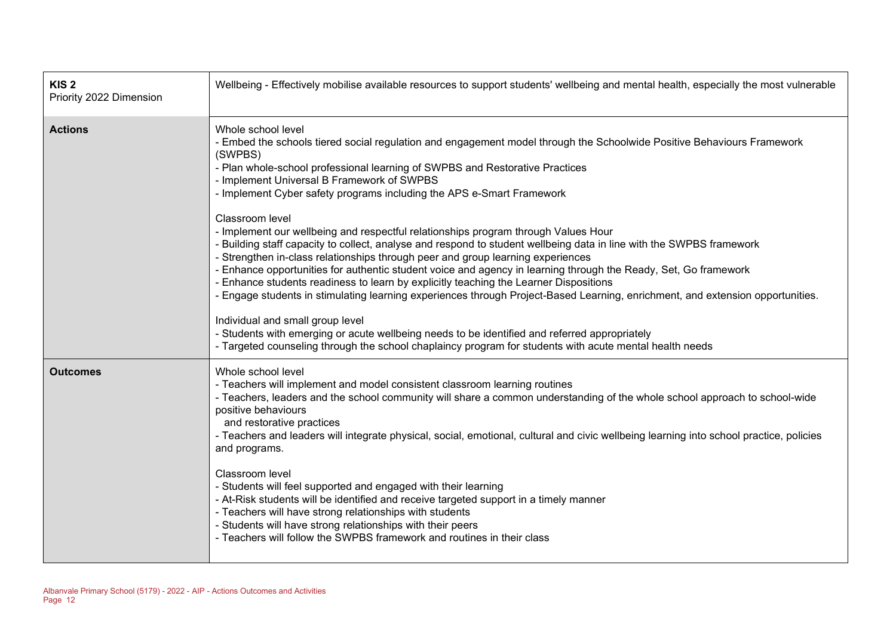| | |
|---|---|
| **KIS 2**<br>Priority 2022 Dimension | Wellbeing - Effectively mobilise available resources to support students' wellbeing and mental health, especially the most vulnerable |
| **Actions** | Whole school level<br>- Embed the schools tiered social regulation and engagement model through the Schoolwide Positive Behaviours Framework (SWPBS)<br>- Plan whole-school professional learning of SWPBS and Restorative Practices<br>- Implement Universal B Framework of SWPBS<br>- Implement Cyber safety programs including the APS e-Smart Framework<br><br>Classroom level<br>- Implement our wellbeing and respectful relationships program through Values Hour<br>- Building staff capacity to collect, analyse and respond to student wellbeing data in line with the SWPBS framework<br>- Strengthen in-class relationships through peer and group learning experiences<br>- Enhance opportunities for authentic student voice and agency in learning through the Ready, Set, Go framework<br>- Enhance students readiness to learn by explicitly teaching the Learner Dispositions<br>- Engage students in stimulating learning experiences through Project-Based Learning, enrichment, and extension opportunities.<br><br>Individual and small group level<br>- Students with emerging or acute wellbeing needs to be identified and referred appropriately<br>- Targeted counseling through the school chaplaincy program for students with acute mental health needs |
| **Outcomes** | Whole school level<br>- Teachers will implement and model consistent classroom learning routines<br>- Teachers, leaders and the school community will share a common understanding of the whole school approach to school-wide positive behaviours<br>and restorative practices<br>- Teachers and leaders will integrate physical, social, emotional, cultural and civic wellbeing learning into school practice, policies and programs.<br><br>Classroom level<br>- Students will feel supported and engaged with their learning<br>- At-Risk students will be identified and receive targeted support in a timely manner<br>- Teachers will have strong relationships with students<br>- Students will have strong relationships with their peers<br>- Teachers will follow the SWPBS framework and routines in their class |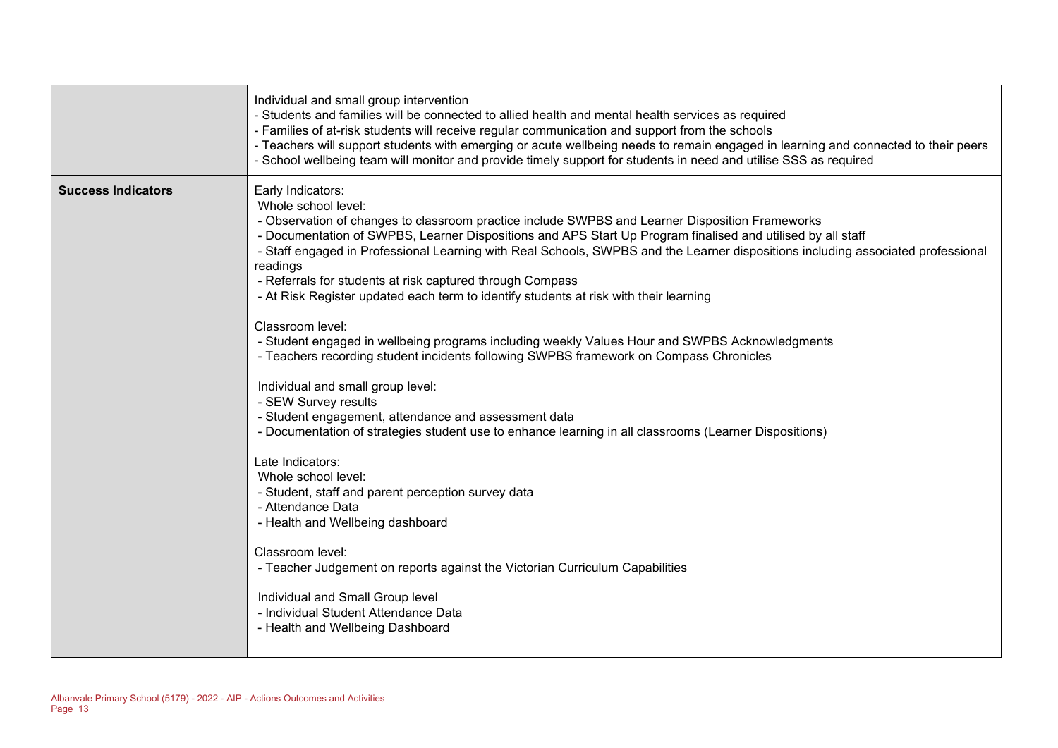| | |
|---|---|
| | Individual and small group intervention<br>- Students and families will be connected to allied health and mental health services as required<br>- Families of at-risk students will receive regular communication and support from the schools<br>- Teachers will support students with emerging or acute wellbeing needs to remain engaged in learning and connected to their peers<br>- School wellbeing team will monitor and provide timely support for students in need and utilise SSS as required |
| **Success Indicators** | Early Indicators:<br>Whole school level:<br>- Observation of changes to classroom practice include SWPBS and Learner Disposition Frameworks<br>- Documentation of SWPBS, Learner Dispositions and APS Start Up Program finalised and utilised by all staff<br>- Staff engaged in Professional Learning with Real Schools, SWPBS and the Learner dispositions including associated professional readings<br>- Referrals for students at risk captured through Compass<br>- At Risk Register updated each term to identify students at risk with their learning<br><br>Classroom level:<br>- Student engaged in wellbeing programs including weekly Values Hour and SWPBS Acknowledgments<br>- Teachers recording student incidents following SWPBS framework on Compass Chronicles<br><br>Individual and small group level:<br>- SEW Survey results<br>- Student engagement, attendance and assessment data<br>- Documentation of strategies student use to enhance learning in all classrooms (Learner Dispositions)<br><br>Late Indicators:<br>Whole school level:<br>- Student, staff and parent perception survey data<br>- Attendance Data<br>- Health and Wellbeing dashboard<br><br>Classroom level:<br>- Teacher Judgement on reports against the Victorian Curriculum Capabilities<br><br>Individual and Small Group level<br>- Individual Student Attendance Data<br>- Health and Wellbeing Dashboard |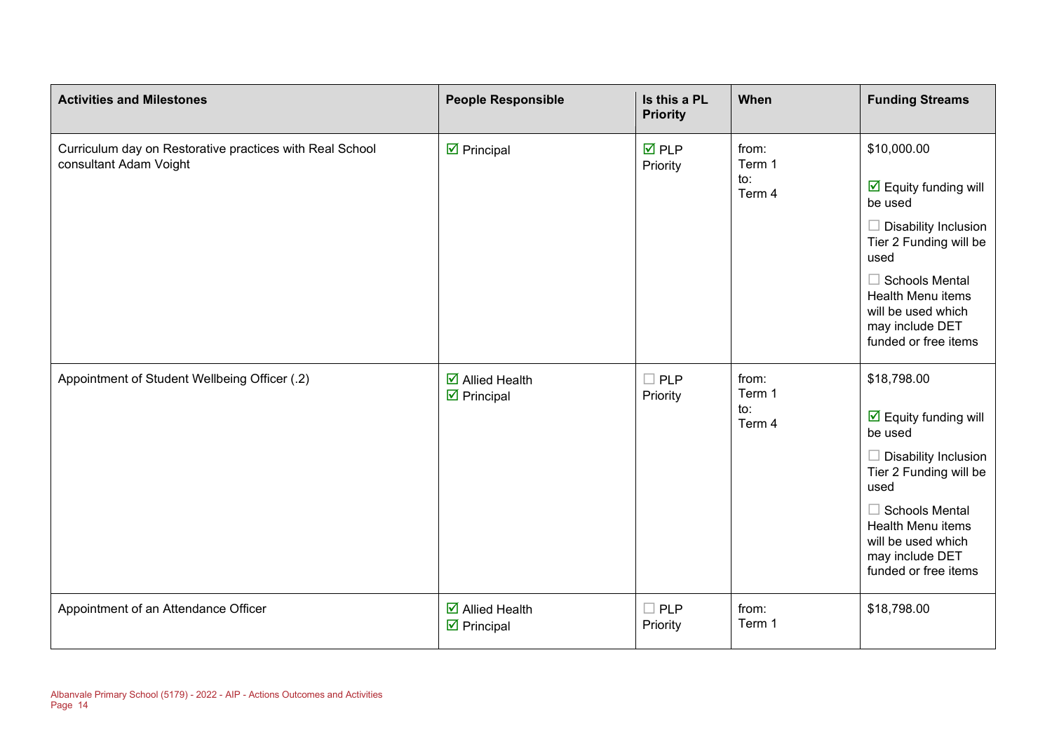| Activities and Milestones | People Responsible | Is this a PL Priority | When | Funding Streams |
|---|---|---|---|---|
| Curriculum day on Restorative practices with Real School consultant Adam Voight | ☑ Principal | ☑ PLP Priority | from: Term 1 to: Term 4 | $10,000.00 ☑ Equity funding will be used ☐ Disability Inclusion Tier 2 Funding will be used ☐ Schools Mental Health Menu items will be used which may include DET funded or free items |
| Appointment of Student Wellbeing Officer (.2) | ☑ Allied Health ☑ Principal | ☐ PLP Priority | from: Term 1 to: Term 4 | $18,798.00 ☑ Equity funding will be used ☐ Disability Inclusion Tier 2 Funding will be used ☐ Schools Mental Health Menu items will be used which may include DET funded or free items |
| Appointment of an Attendance Officer | ☑ Allied Health ☑ Principal | ☐ PLP Priority | from: Term 1 | $18,798.00 |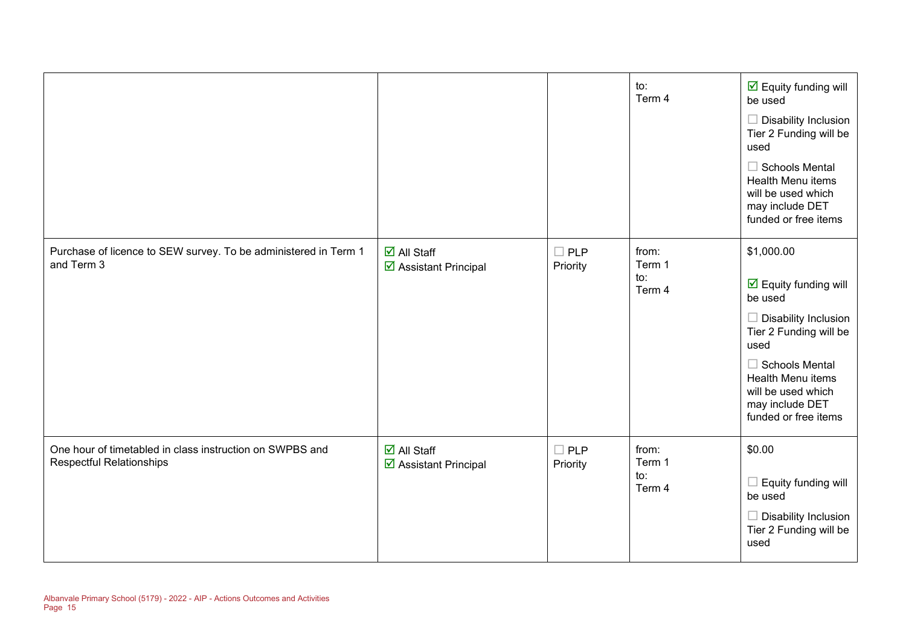| | | | | |
|---|---|---|---|---|
| | | | to:<br>Term 4 | ☑ Equity funding will be used<br><br>☐ Disability Inclusion Tier 2 Funding will be used<br><br>☐ Schools Mental Health Menu items will be used which may include DET funded or free items |
| Purchase of licence to SEW survey. To be administered in Term 1 and Term 3 | ☑ All Staff<br>☑ Assistant Principal | ☐ PLP Priority | from:<br>Term 1<br>to:<br>Term 4 | $1,000.00<br><br>☑ Equity funding will be used<br><br>☐ Disability Inclusion Tier 2 Funding will be used<br><br>☐ Schools Mental Health Menu items will be used which may include DET funded or free items |
| One hour of timetabled in class instruction on SWPBS and Respectful Relationships | ☑ All Staff<br>☑ Assistant Principal | ☐ PLP Priority | from:<br>Term 1<br>to:<br>Term 4 | $0.00<br><br>☐ Equity funding will be used<br><br>☐ Disability Inclusion Tier 2 Funding will be used |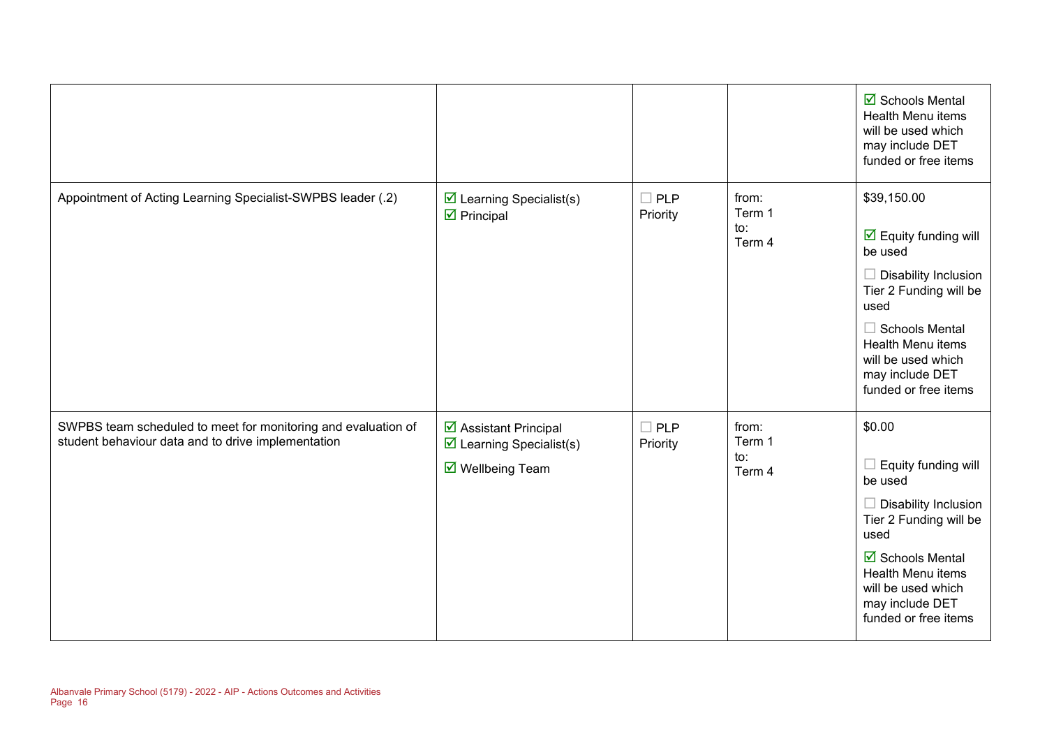| | | | | |
|---|---|---|---|---|
| | | | | ☑ Schools Mental Health Menu items will be used which may include DET funded or free items |
| Appointment of Acting Learning Specialist-SWPBS leader (.2) | ☑ Learning Specialist(s)<br>☑ Principal | ☐ PLP Priority | from:<br>Term 1<br>to:<br>Term 4 | $39,150.00<br><br>☑ Equity funding will be used<br><br>☐ Disability Inclusion Tier 2 Funding will be used<br><br>☐ Schools Mental Health Menu items will be used which may include DET funded or free items |
| SWPBS team scheduled to meet for monitoring and evaluation of student behaviour data and to drive implementation | ☑ Assistant Principal<br>☑ Learning Specialist(s)<br>☑ Wellbeing Team | ☐ PLP Priority | from:<br>Term 1<br>to:<br>Term 4 | $0.00<br><br>☐ Equity funding will be used<br><br>☐ Disability Inclusion Tier 2 Funding will be used<br><br>☑ Schools Mental Health Menu items will be used which may include DET funded or free items |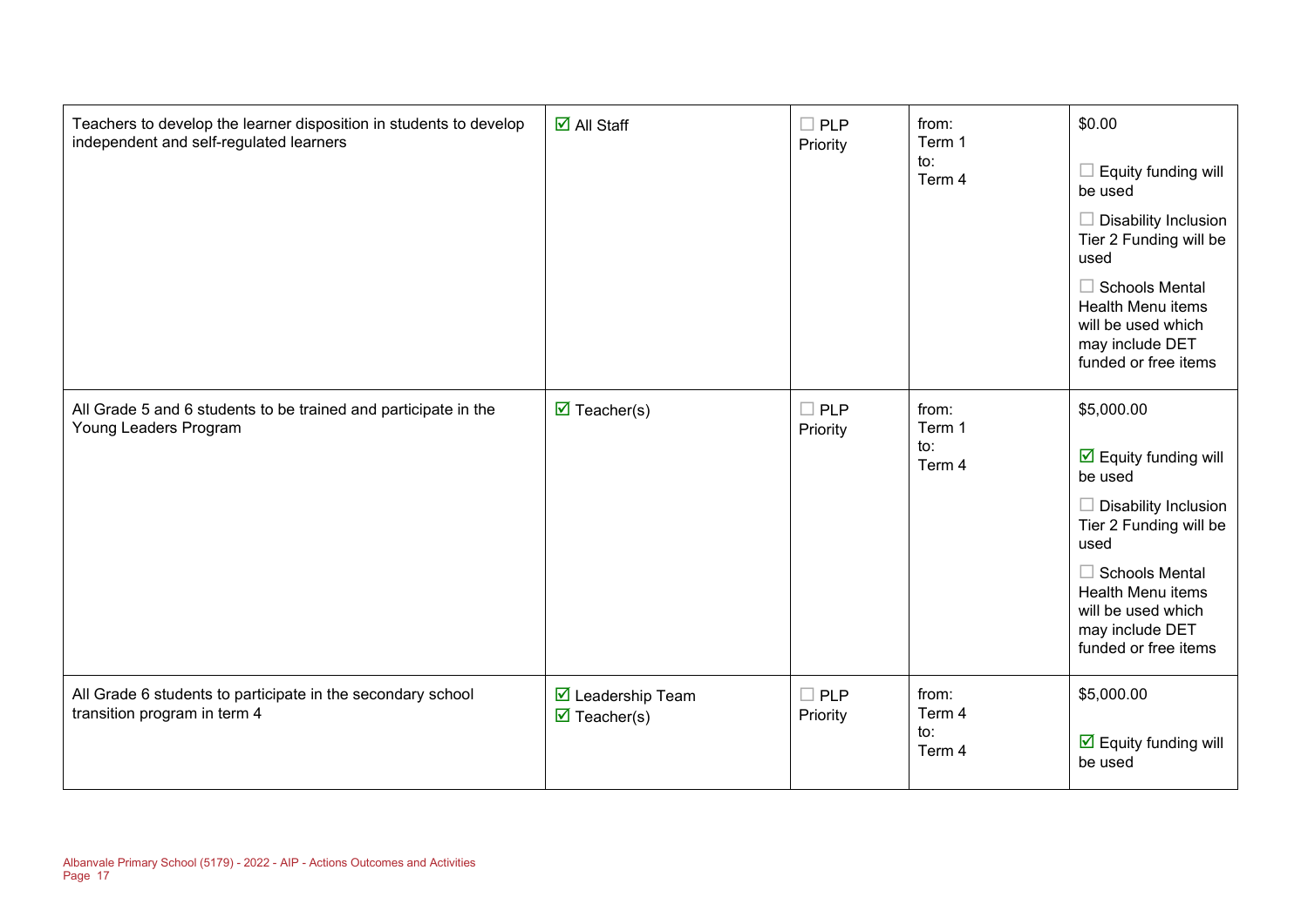| | | | | |
|---|---|---|---|---|
| Teachers to develop the learner disposition in students to develop independent and self-regulated learners | ☑ All Staff | ☐ PLP Priority | from: Term 1 to: Term 4 | $0.00<br><br>☐ Equity funding will be used<br><br>☐ Disability Inclusion Tier 2 Funding will be used<br><br>☐ Schools Mental Health Menu items will be used which may include DET funded or free items |
| All Grade 5 and 6 students to be trained and participate in the Young Leaders Program | ☑ Teacher(s) | ☐ PLP Priority | from: Term 1 to: Term 4 | $5,000.00<br><br>☑ Equity funding will be used<br><br>☐ Disability Inclusion Tier 2 Funding will be used<br><br>☐ Schools Mental Health Menu items will be used which may include DET funded or free items |
| All Grade 6 students to participate in the secondary school transition program in term 4 | ☑ Leadership Team<br>☑ Teacher(s) | ☐ PLP Priority | from: Term 4 to: Term 4 | $5,000.00<br><br>☑ Equity funding will be used |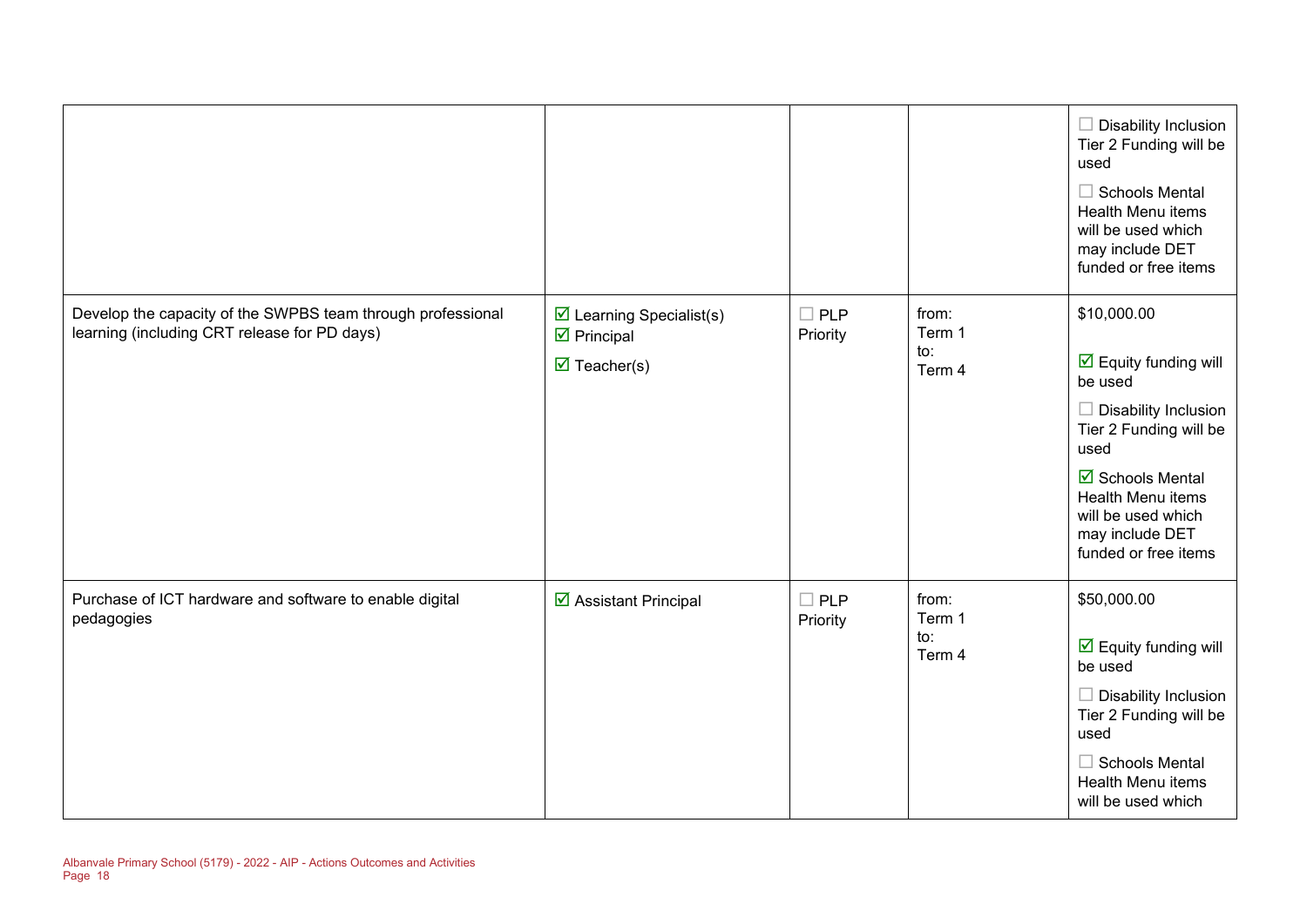| | | | | |
|---|---|---|---|---|
| | | | | ☐ Disability Inclusion Tier 2 Funding will be used<br>☐ Schools Mental Health Menu items will be used which may include DET funded or free items |
| Develop the capacity of the SWPBS team through professional learning (including CRT release for PD days) | ☑ Learning Specialist(s)<br>☑ Principal<br>☑ Teacher(s) | ☐ PLP Priority | from: Term 1 to: Term 4 | $10,000.00<br>☑ Equity funding will be used<br>☐ Disability Inclusion Tier 2 Funding will be used<br>☑ Schools Mental Health Menu items will be used which may include DET funded or free items |
| Purchase of ICT hardware and software to enable digital pedagogies | ☑ Assistant Principal | ☐ PLP Priority | from: Term 1 to: Term 4 | $50,000.00<br>☑ Equity funding will be used<br>☐ Disability Inclusion Tier 2 Funding will be used<br>☐ Schools Mental Health Menu items will be used which |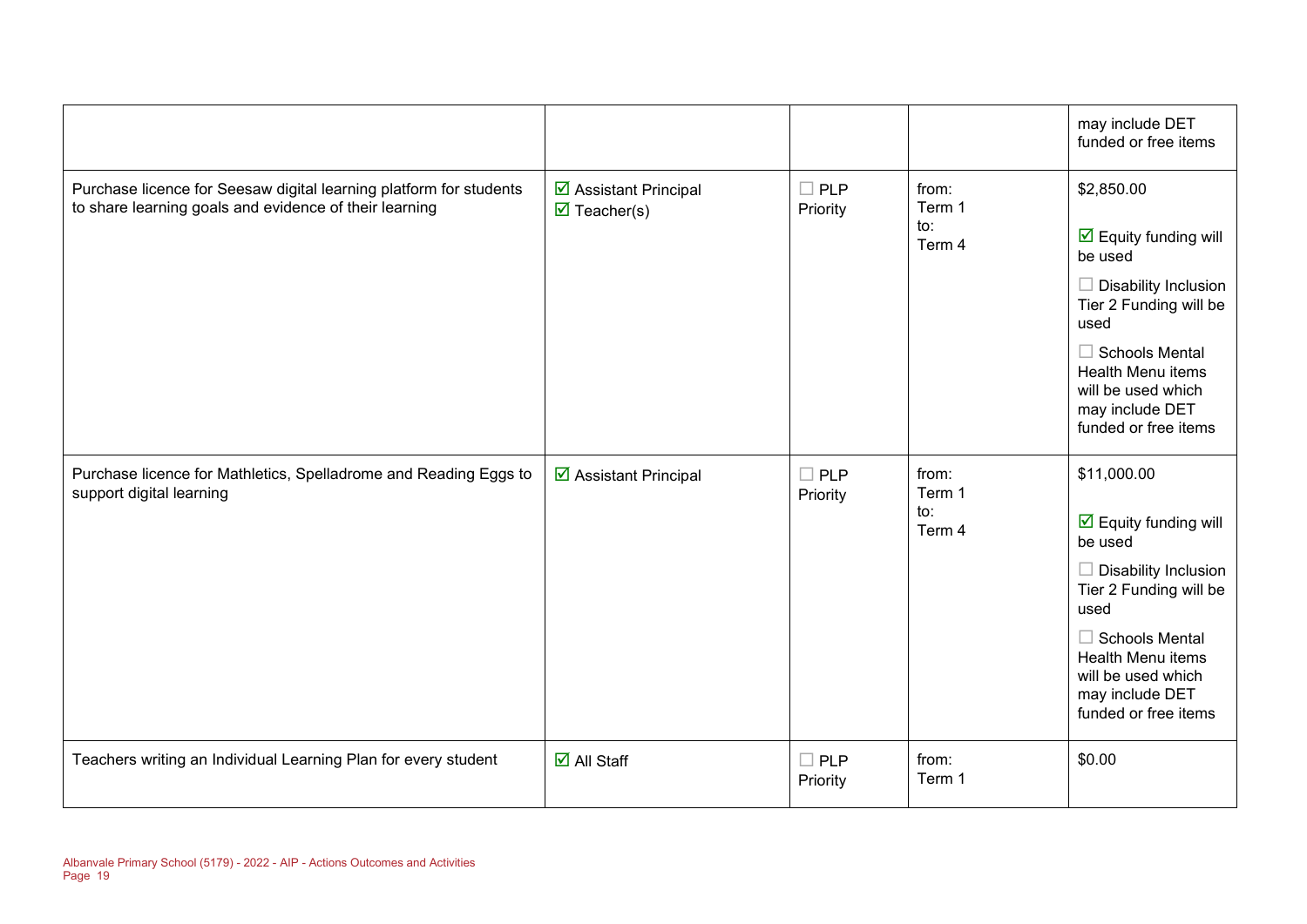| | | | | |
|---|---|---|---|---|
| | | | | may include DET funded or free items |
| Purchase licence for Seesaw digital learning platform for students to share learning goals and evidence of their learning | ☑ Assistant Principal<br>☑ Teacher(s) | ☐ PLP Priority | from:<br>Term 1<br>to:<br>Term 4 | $2,850.00<br><br>☑ Equity funding will be used<br>☐ Disability Inclusion Tier 2 Funding will be used<br>☐ Schools Mental Health Menu items will be used which may include DET funded or free items |
| Purchase licence for Mathletics, Spelladrome and Reading Eggs to support digital learning | ☑ Assistant Principal | ☐ PLP Priority | from:<br>Term 1<br>to:<br>Term 4 | $11,000.00<br><br>☑ Equity funding will be used<br>☐ Disability Inclusion Tier 2 Funding will be used<br>☐ Schools Mental Health Menu items will be used which may include DET funded or free items |
| Teachers writing an Individual Learning Plan for every student | ☑ All Staff | ☐ PLP Priority | from:<br>Term 1 | $0.00 |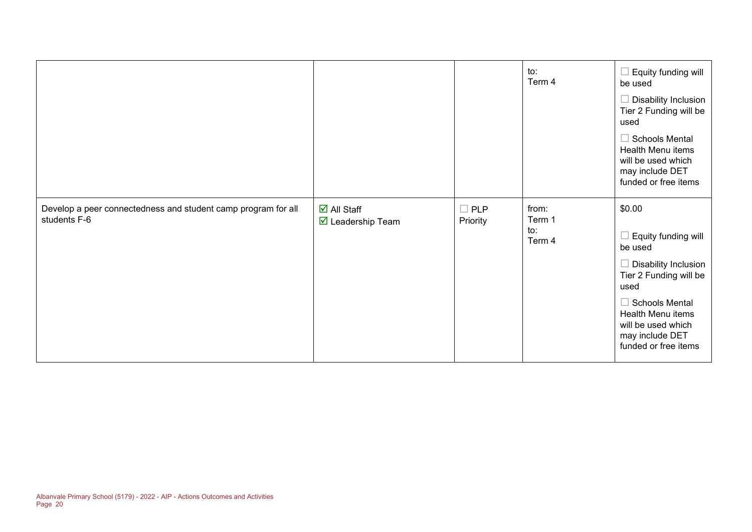| | | | | |
|---|---|---|---|---|
| | | | to:<br>Term 4 | ☐ Equity funding will be used<br>☐ Disability Inclusion Tier 2 Funding will be used<br>☐ Schools Mental Health Menu items will be used which may include DET funded or free items |
| Develop a peer connectedness and student camp program for all students F-6 | ☑ All Staff<br>☑ Leadership Team | ☐ PLP Priority | from:<br>Term 1<br>to:<br>Term 4 | $0.00<br>☐ Equity funding will be used<br>☐ Disability Inclusion Tier 2 Funding will be used<br>☐ Schools Mental Health Menu items will be used which may include DET funded or free items |